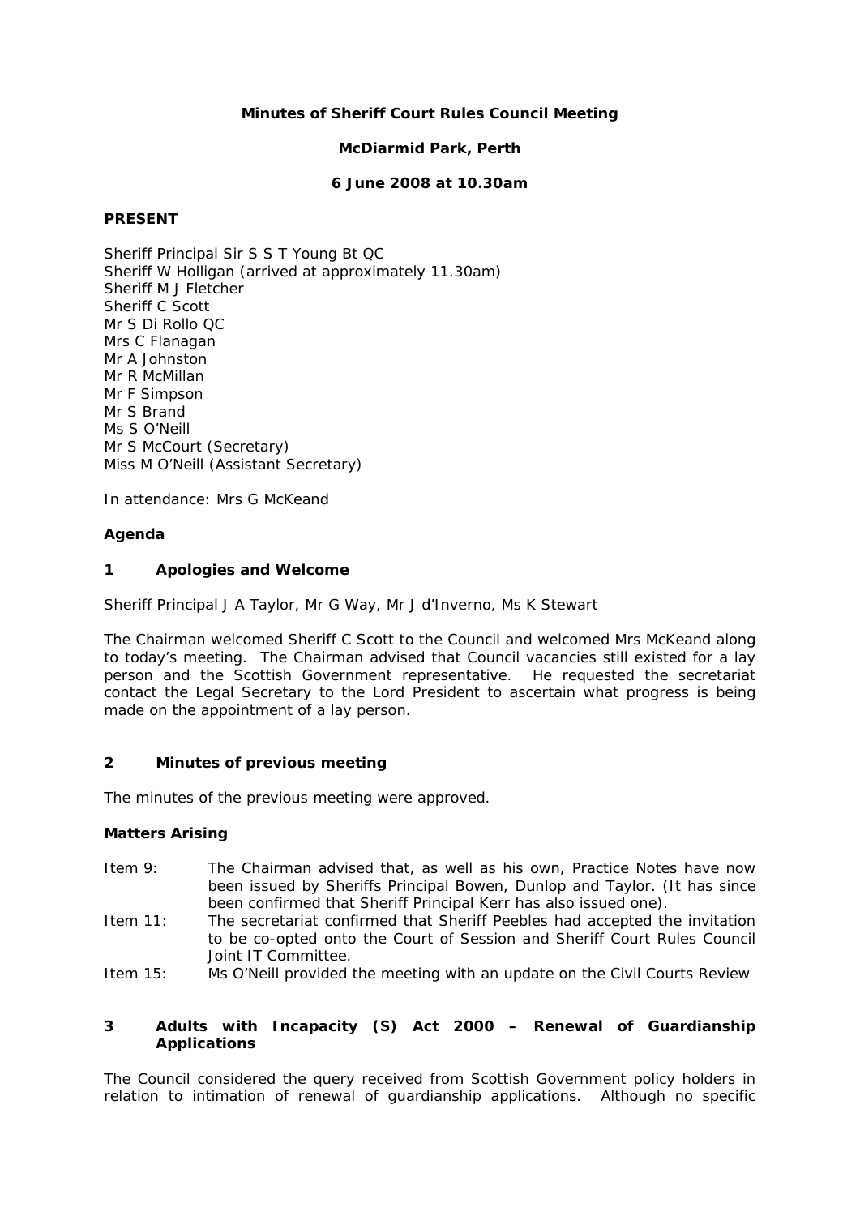**Minutes of Sheriff Court Rules Council Meeting**

**McDiarmid Park, Perth**

**6 June 2008 at 10.30am**

**PRESENT**

Sheriff Principal Sir S S T Young Bt QC
Sheriff W Holligan (arrived at approximately 11.30am)
Sheriff M J Fletcher
Sheriff C Scott
Mr S Di Rollo QC
Mrs C Flanagan
Mr A Johnston
Mr R McMillan
Mr F Simpson
Mr S Brand
Ms S O'Neill
Mr S McCourt (Secretary)
Miss M O'Neill (Assistant Secretary)

In attendance: Mrs G McKeand

**Agenda**

**1 Apologies and Welcome**

Sheriff Principal J A Taylor, Mr G Way, Mr J d'Inverno, Ms K Stewart

The Chairman welcomed Sheriff C Scott to the Council and welcomed Mrs McKeand along to today's meeting. The Chairman advised that Council vacancies still existed for a lay person and the Scottish Government representative. He requested the secretariat contact the Legal Secretary to the Lord President to ascertain what progress is being made on the appointment of a lay person.

**2 Minutes of previous meeting**

The minutes of the previous meeting were approved.

**Matters Arising**

Item 9: The Chairman advised that, as well as his own, Practice Notes have now been issued by Sheriffs Principal Bowen, Dunlop and Taylor. (It has since been confirmed that Sheriff Principal Kerr has also issued one).

Item 11: The secretariat confirmed that Sheriff Peebles had accepted the invitation to be co-opted onto the Court of Session and Sheriff Court Rules Council Joint IT Committee.

Item 15: Ms O'Neill provided the meeting with an update on the Civil Courts Review

**3 Adults with Incapacity (S) Act 2000 – Renewal of Guardianship Applications**

The Council considered the query received from Scottish Government policy holders in relation to intimation of renewal of guardianship applications. Although no specific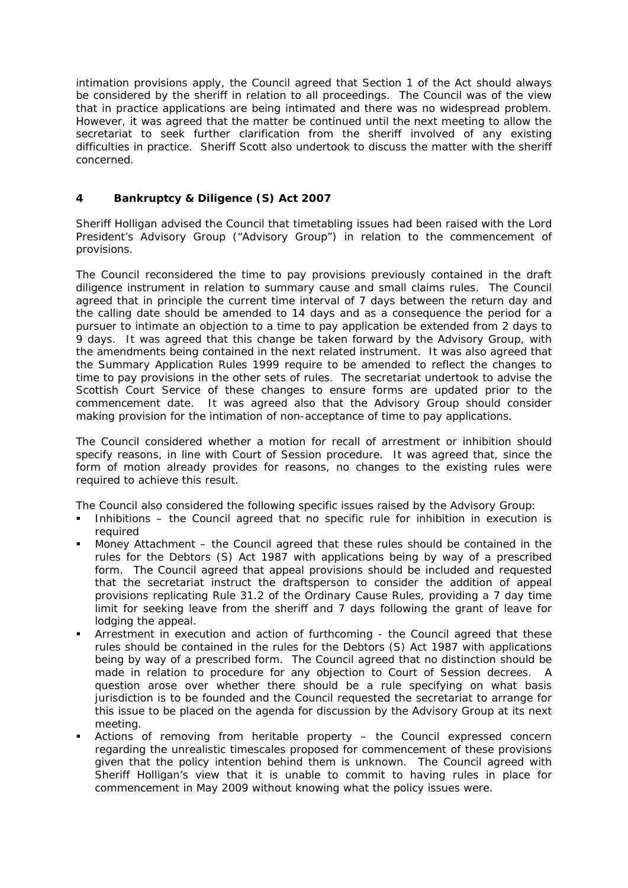intimation provisions apply, the Council agreed that Section 1 of the Act should always be considered by the sheriff in relation to all proceedings. The Council was of the view that in practice applications are being intimated and there was no widespread problem. However, it was agreed that the matter be continued until the next meeting to allow the secretariat to seek further clarification from the sheriff involved of any existing difficulties in practice. Sheriff Scott also undertook to discuss the matter with the sheriff concerned.

## 4 Bankruptcy & Diligence (S) Act 2007

Sheriff Holligan advised the Council that timetabling issues had been raised with the Lord President's Advisory Group ("Advisory Group") in relation to the commencement of provisions.

The Council reconsidered the time to pay provisions previously contained in the draft diligence instrument in relation to summary cause and small claims rules. The Council agreed that in principle the current time interval of 7 days between the return day and the calling date should be amended to 14 days and as a consequence the period for a pursuer to intimate an objection to a time to pay application be extended from 2 days to 9 days. It was agreed that this change be taken forward by the Advisory Group, with the amendments being contained in the next related instrument. It was also agreed that the Summary Application Rules 1999 require to be amended to reflect the changes to time to pay provisions in the other sets of rules. The secretariat undertook to advise the Scottish Court Service of these changes to ensure forms are updated prior to the commencement date. It was agreed also that the Advisory Group should consider making provision for the intimation of non-acceptance of time to pay applications.

The Council considered whether a motion for recall of arrestment or inhibition should specify reasons, in line with Court of Session procedure. It was agreed that, since the form of motion already provides for reasons, no changes to the existing rules were required to achieve this result.

The Council also considered the following specific issues raised by the Advisory Group:

- Inhibitions – the Council agreed that no specific rule for inhibition in execution is required
- Money Attachment – the Council agreed that these rules should be contained in the rules for the Debtors (S) Act 1987 with applications being by way of a prescribed form. The Council agreed that appeal provisions should be included and requested that the secretariat instruct the draftsperson to consider the addition of appeal provisions replicating Rule 31.2 of the Ordinary Cause Rules, providing a 7 day time limit for seeking leave from the sheriff and 7 days following the grant of leave for lodging the appeal.
- Arrestment in execution and action of furthcoming - the Council agreed that these rules should be contained in the rules for the Debtors (S) Act 1987 with applications being by way of a prescribed form. The Council agreed that no distinction should be made in relation to procedure for any objection to Court of Session decrees. A question arose over whether there should be a rule specifying on what basis jurisdiction is to be founded and the Council requested the secretariat to arrange for this issue to be placed on the agenda for discussion by the Advisory Group at its next meeting.
- Actions of removing from heritable property – the Council expressed concern regarding the unrealistic timescales proposed for commencement of these provisions given that the policy intention behind them is unknown. The Council agreed with Sheriff Holligan's view that it is unable to commit to having rules in place for commencement in May 2009 without knowing what the policy issues were.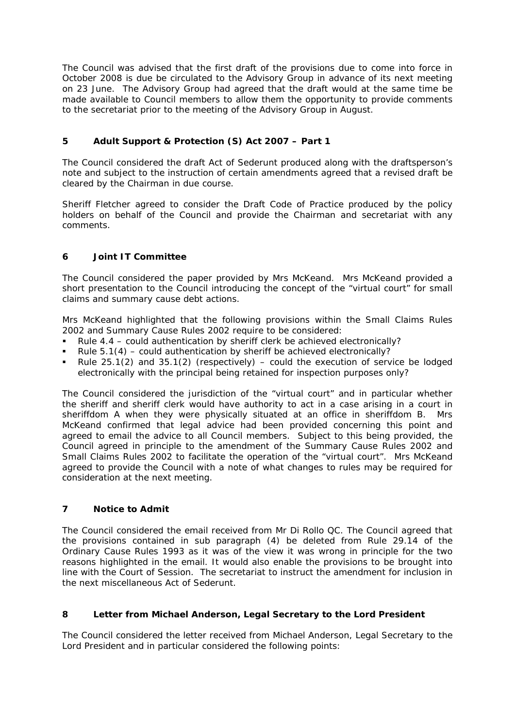The Council was advised that the first draft of the provisions due to come into force in October 2008 is due be circulated to the Advisory Group in advance of its next meeting on 23 June. The Advisory Group had agreed that the draft would at the same time be made available to Council members to allow them the opportunity to provide comments to the secretariat prior to the meeting of the Advisory Group in August.

## 5 Adult Support & Protection (S) Act 2007 – Part 1

The Council considered the draft Act of Sederunt produced along with the draftsperson's note and subject to the instruction of certain amendments agreed that a revised draft be cleared by the Chairman in due course.

Sheriff Fletcher agreed to consider the Draft Code of Practice produced by the policy holders on behalf of the Council and provide the Chairman and secretariat with any comments.

## 6 Joint IT Committee

The Council considered the paper provided by Mrs McKeand. Mrs McKeand provided a short presentation to the Council introducing the concept of the "virtual court" for small claims and summary cause debt actions.

Mrs McKeand highlighted that the following provisions within the Small Claims Rules 2002 and Summary Cause Rules 2002 require to be considered:

- Rule 4.4 – could authentication by sheriff clerk be achieved electronically?
- Rule 5.1(4) – could authentication by sheriff be achieved electronically?
- Rule 25.1(2) and 35.1(2) (respectively) – could the execution of service be lodged electronically with the principal being retained for inspection purposes only?

The Council considered the jurisdiction of the "virtual court" and in particular whether the sheriff and sheriff clerk would have authority to act in a case arising in a court in sheriffdom A when they were physically situated at an office in sheriffdom B. Mrs McKeand confirmed that legal advice had been provided concerning this point and agreed to email the advice to all Council members. Subject to this being provided, the Council agreed in principle to the amendment of the Summary Cause Rules 2002 and Small Claims Rules 2002 to facilitate the operation of the "virtual court". Mrs McKeand agreed to provide the Council with a note of what changes to rules may be required for consideration at the next meeting.

## 7 Notice to Admit

The Council considered the email received from Mr Di Rollo QC. The Council agreed that the provisions contained in sub paragraph (4) be deleted from Rule 29.14 of the Ordinary Cause Rules 1993 as it was of the view it was wrong in principle for the two reasons highlighted in the email. It would also enable the provisions to be brought into line with the Court of Session. The secretariat to instruct the amendment for inclusion in the next miscellaneous Act of Sederunt.

## 8 Letter from Michael Anderson, Legal Secretary to the Lord President

The Council considered the letter received from Michael Anderson, Legal Secretary to the Lord President and in particular considered the following points: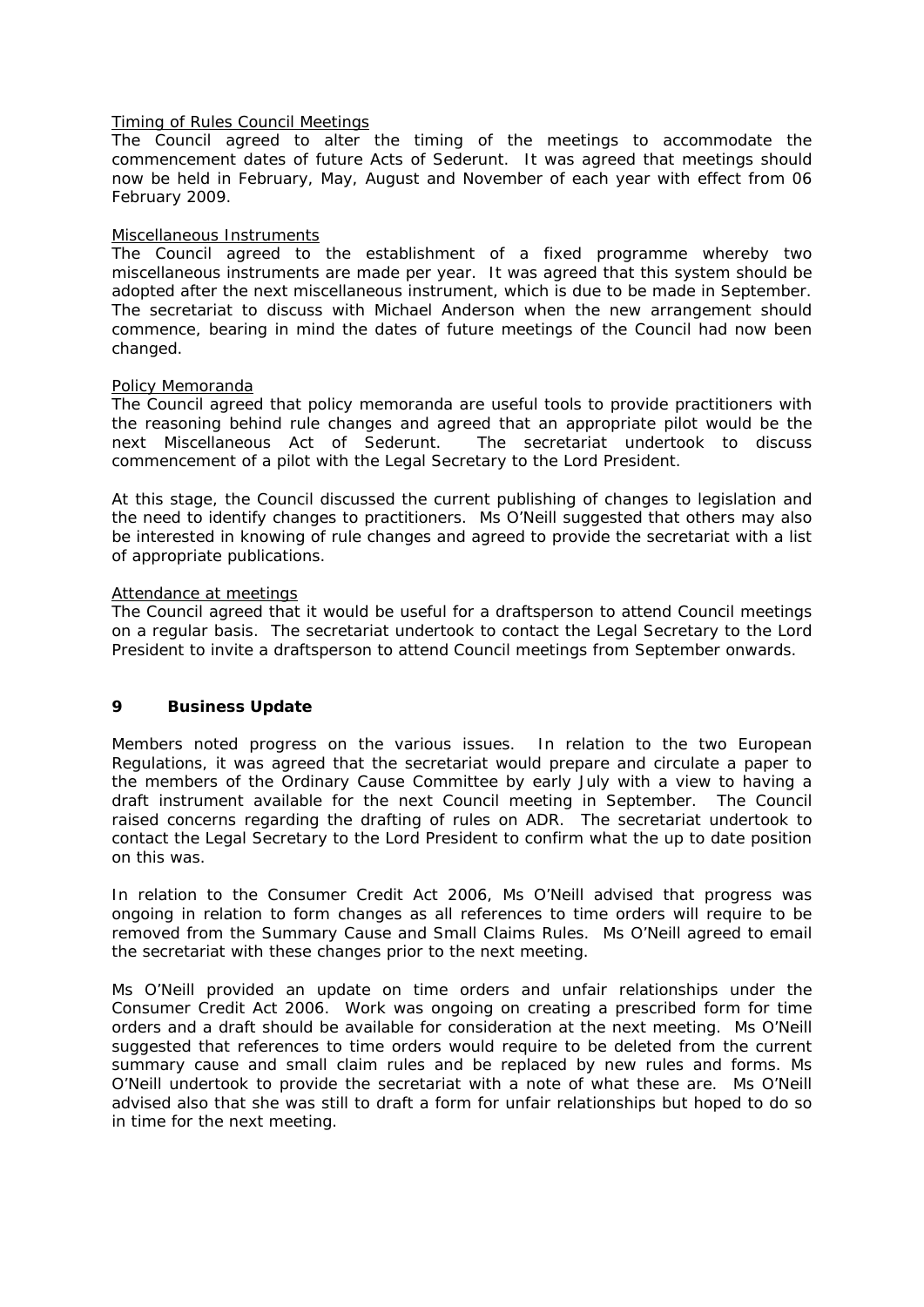Timing of Rules Council Meetings

The Council agreed to alter the timing of the meetings to accommodate the commencement dates of future Acts of Sederunt. It was agreed that meetings should now be held in February, May, August and November of each year with effect from 06 February 2009.

Miscellaneous Instruments

The Council agreed to the establishment of a fixed programme whereby two miscellaneous instruments are made per year. It was agreed that this system should be adopted after the next miscellaneous instrument, which is due to be made in September. The secretariat to discuss with Michael Anderson when the new arrangement should commence, bearing in mind the dates of future meetings of the Council had now been changed.

Policy Memoranda

The Council agreed that policy memoranda are useful tools to provide practitioners with the reasoning behind rule changes and agreed that an appropriate pilot would be the next Miscellaneous Act of Sederunt. The secretariat undertook to discuss commencement of a pilot with the Legal Secretary to the Lord President.

At this stage, the Council discussed the current publishing of changes to legislation and the need to identify changes to practitioners. Ms O'Neill suggested that others may also be interested in knowing of rule changes and agreed to provide the secretariat with a list of appropriate publications.

Attendance at meetings

The Council agreed that it would be useful for a draftsperson to attend Council meetings on a regular basis. The secretariat undertook to contact the Legal Secretary to the Lord President to invite a draftsperson to attend Council meetings from September onwards.

## 9 Business Update

Members noted progress on the various issues. In relation to the two European Regulations, it was agreed that the secretariat would prepare and circulate a paper to the members of the Ordinary Cause Committee by early July with a view to having a draft instrument available for the next Council meeting in September. The Council raised concerns regarding the drafting of rules on ADR. The secretariat undertook to contact the Legal Secretary to the Lord President to confirm what the up to date position on this was.

In relation to the Consumer Credit Act 2006, Ms O'Neill advised that progress was ongoing in relation to form changes as all references to time orders will require to be removed from the Summary Cause and Small Claims Rules. Ms O'Neill agreed to email the secretariat with these changes prior to the next meeting.

Ms O'Neill provided an update on time orders and unfair relationships under the Consumer Credit Act 2006. Work was ongoing on creating a prescribed form for time orders and a draft should be available for consideration at the next meeting. Ms O'Neill suggested that references to time orders would require to be deleted from the current summary cause and small claim rules and be replaced by new rules and forms. Ms O'Neill undertook to provide the secretariat with a note of what these are. Ms O'Neill advised also that she was still to draft a form for unfair relationships but hoped to do so in time for the next meeting.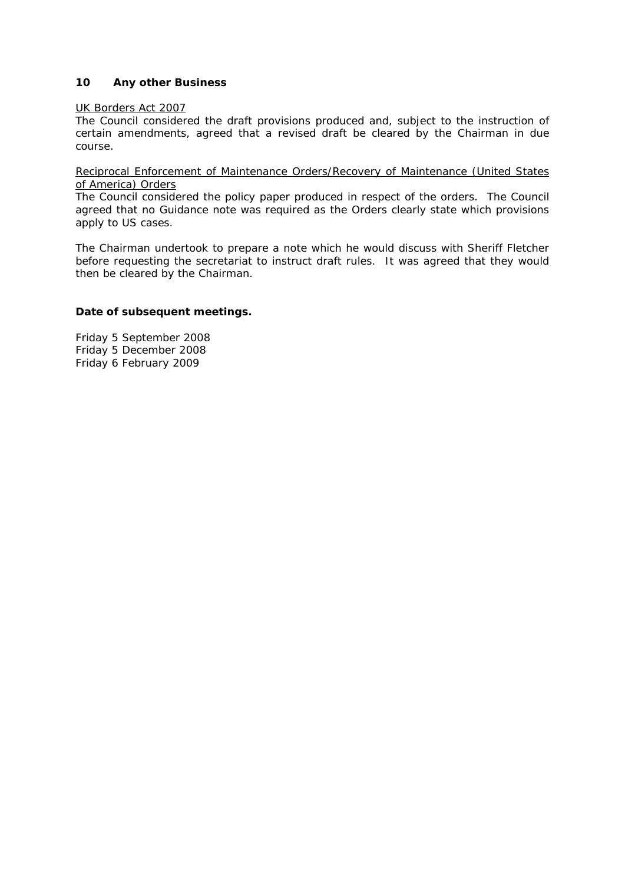## 10 Any other Business

UK Borders Act 2007

The Council considered the draft provisions produced and, subject to the instruction of certain amendments, agreed that a revised draft be cleared by the Chairman in due course.

Reciprocal Enforcement of Maintenance Orders/Recovery of Maintenance (United States of America) Orders

The Council considered the policy paper produced in respect of the orders. The Council agreed that no Guidance note was required as the Orders clearly state which provisions apply to US cases.

The Chairman undertook to prepare a note which he would discuss with Sheriff Fletcher before requesting the secretariat to instruct draft rules. It was agreed that they would then be cleared by the Chairman.

**Date of subsequent meetings.**

Friday 5 September 2008
Friday 5 December 2008
Friday 6 February 2009